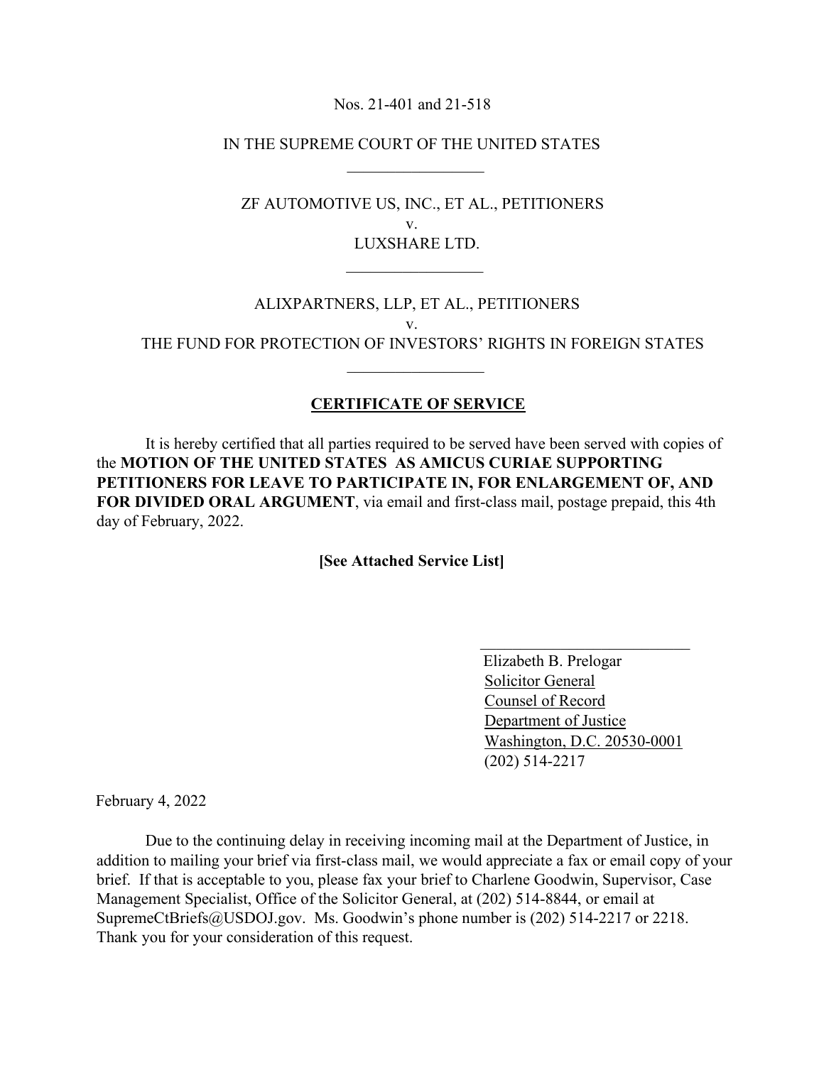Nos. 21-401 and 21-518

IN THE SUPREME COURT OF THE UNITED STATES

---

ZF AUTOMOTIVE US, INC., ET AL., PETITIONERS

v.

LUXSHARE LTD.

---

ALIXPARTNERS, LLP, ET AL., PETITIONERS

v.

THE FUND FOR PROTECTION OF INVESTORS' RIGHTS IN FOREIGN STATES

---

## CERTIFICATE OF SERVICE

It is hereby certified that all parties required to be served have been served with copies of the **MOTION OF THE UNITED STATES AS AMICUS CURIAE SUPPORTING PETITIONERS FOR LEAVE TO PARTICIPATE IN, FOR ENLARGEMENT OF, AND FOR DIVIDED ORAL ARGUMENT**, via email and first-class mail, postage prepaid, this 4th day of February, 2022.

**[See Attached Service List]**

Elizabeth B. Prelogar
Solicitor General
Counsel of Record
Department of Justice
Washington, D.C. 20530-0001
(202) 514-2217

February 4, 2022

Due to the continuing delay in receiving incoming mail at the Department of Justice, in addition to mailing your brief via first-class mail, we would appreciate a fax or email copy of your brief. If that is acceptable to you, please fax your brief to Charlene Goodwin, Supervisor, Case Management Specialist, Office of the Solicitor General, at (202) 514-8844, or email at SupremeCtBriefs@USDOJ.gov. Ms. Goodwin's phone number is (202) 514-2217 or 2218. Thank you for your consideration of this request.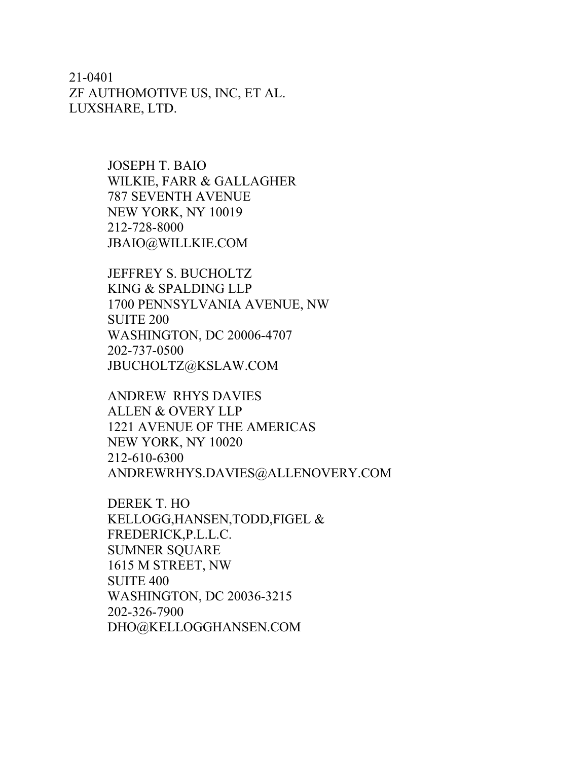21-0401
ZF AUTHOMOTIVE US, INC, ET AL.
LUXSHARE, LTD.

JOSEPH T. BAIO
WILKIE, FARR & GALLAGHER
787 SEVENTH AVENUE
NEW YORK, NY 10019
212-728-8000
JBAIO@WILLKIE.COM

JEFFREY S. BUCHOLTZ
KING & SPALDING LLP
1700 PENNSYLVANIA AVENUE, NW
SUITE 200
WASHINGTON, DC 20006-4707
202-737-0500
JBUCHOLTZ@KSLAW.COM

ANDREW RHYS DAVIES
ALLEN & OVERY LLP
1221 AVENUE OF THE AMERICAS
NEW YORK, NY 10020
212-610-6300
ANDREWRHYS.DAVIES@ALLENOVERY.COM

DEREK T. HO
KELLOGG,HANSEN,TODD,FIGEL &
FREDERICK,P.L.L.C.
SUMNER SQUARE
1615 M STREET, NW
SUITE 400
WASHINGTON, DC 20036-3215
202-326-7900
DHO@KELLOGGHANSEN.COM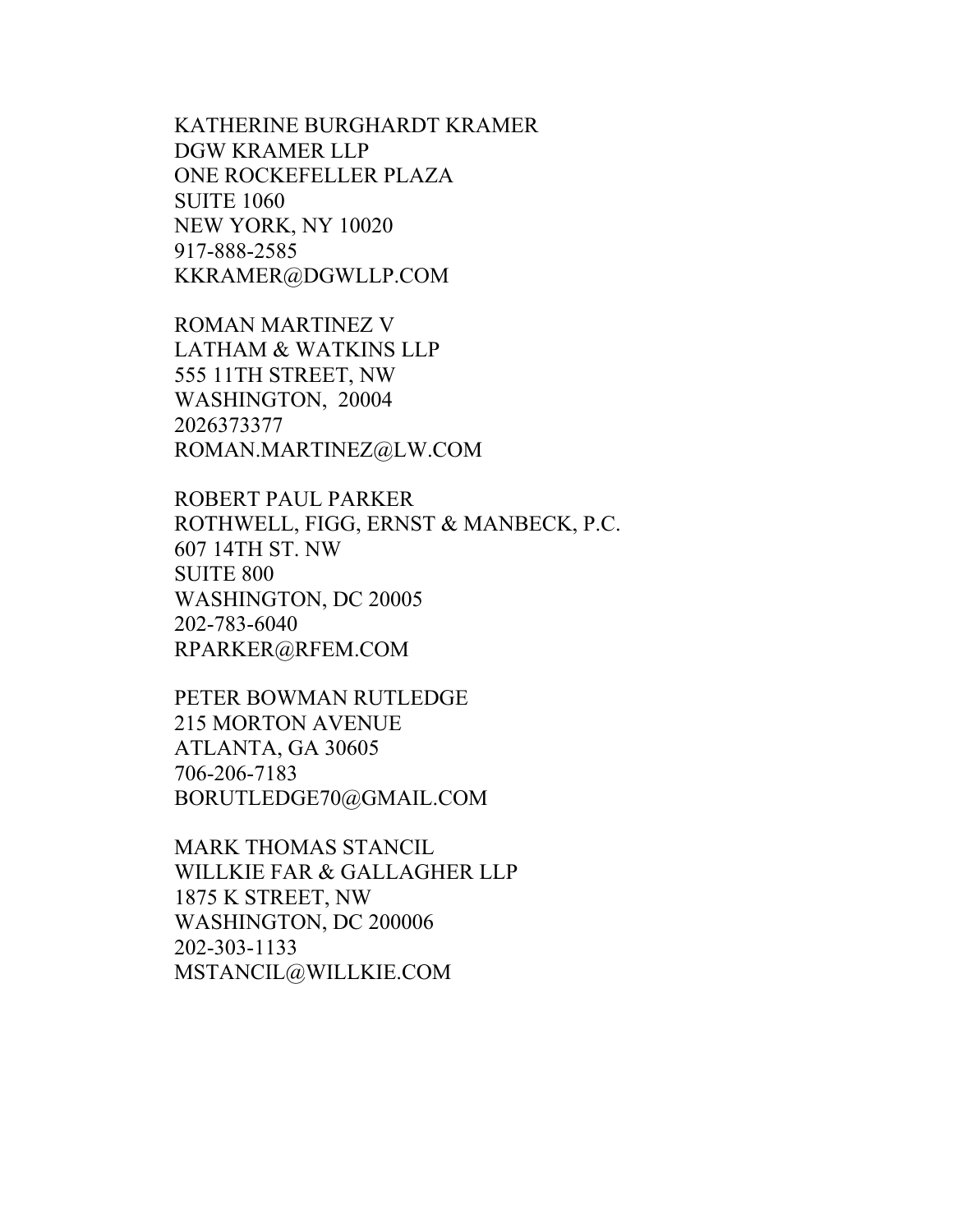KATHERINE BURGHARDT KRAMER
DGW KRAMER LLP
ONE ROCKEFELLER PLAZA
SUITE 1060
NEW YORK, NY 10020
917-888-2585
KKRAMER@DGWLLP.COM

ROMAN MARTINEZ V
LATHAM & WATKINS LLP
555 11TH STREET, NW
WASHINGTON,  20004
2026373377
ROMAN.MARTINEZ@LW.COM

ROBERT PAUL PARKER
ROTHWELL, FIGG, ERNST & MANBECK, P.C.
607 14TH ST. NW
SUITE 800
WASHINGTON, DC 20005
202-783-6040
RPARKER@RFEM.COM

PETER BOWMAN RUTLEDGE
215 MORTON AVENUE
ATLANTA, GA 30605
706-206-7183
BORUTLEDGE70@GMAIL.COM

MARK THOMAS STANCIL
WILLKIE FAR & GALLAGHER LLP
1875 K STREET, NW
WASHINGTON, DC 200006
202-303-1133
MSTANCIL@WILLKIE.COM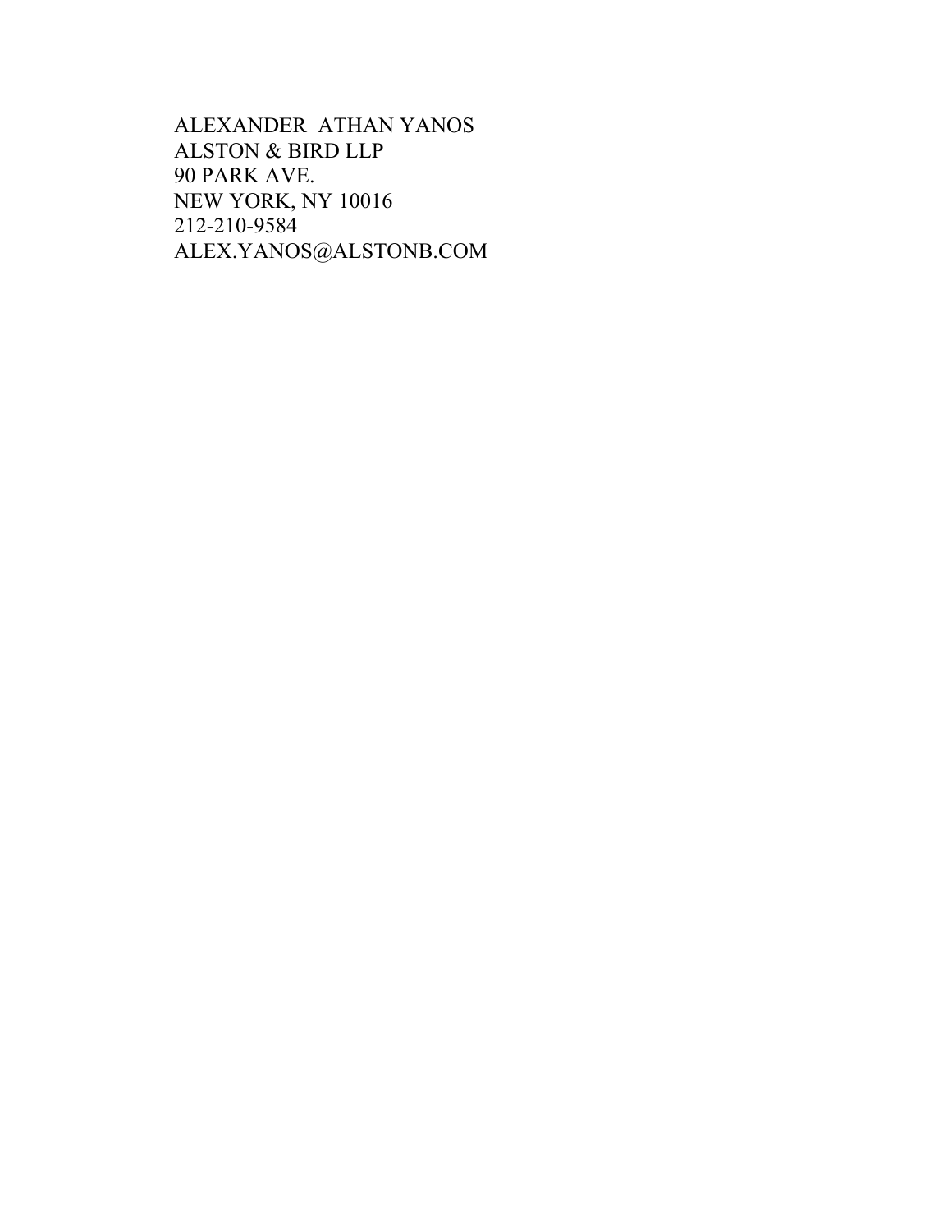ALEXANDER  ATHAN YANOS
ALSTON & BIRD LLP
90 PARK AVE.
NEW YORK, NY 10016
212-210-9584
ALEX.YANOS@ALSTONB.COM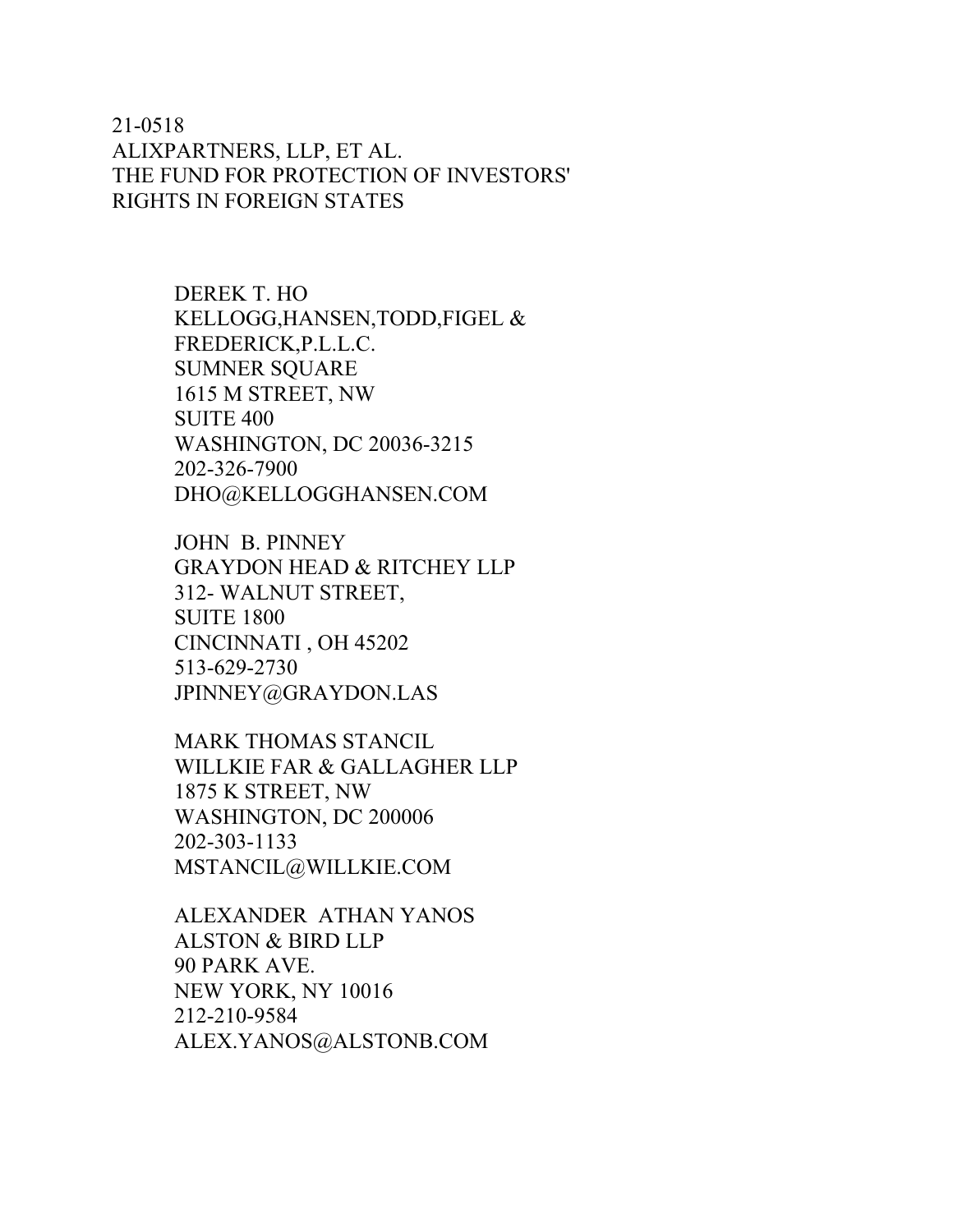21-0518
ALIXPARTNERS, LLP, ET AL.
THE FUND FOR PROTECTION OF INVESTORS'
RIGHTS IN FOREIGN STATES

DEREK T. HO
KELLOGG,HANSEN,TODD,FIGEL &
FREDERICK,P.L.L.C.
SUMNER SQUARE
1615 M STREET, NW
SUITE 400
WASHINGTON, DC 20036-3215
202-326-7900
DHO@KELLOGGHANSEN.COM

JOHN B. PINNEY
GRAYDON HEAD & RITCHEY LLP
312- WALNUT STREET,
SUITE 1800
CINCINNATI , OH 45202
513-629-2730
JPINNEY@GRAYDON.LAS

MARK THOMAS STANCIL
WILLKIE FAR & GALLAGHER LLP
1875 K STREET, NW
WASHINGTON, DC 200006
202-303-1133
MSTANCIL@WILLKIE.COM

ALEXANDER ATHAN YANOS
ALSTON & BIRD LLP
90 PARK AVE.
NEW YORK, NY 10016
212-210-9584
ALEX.YANOS@ALSTONB.COM